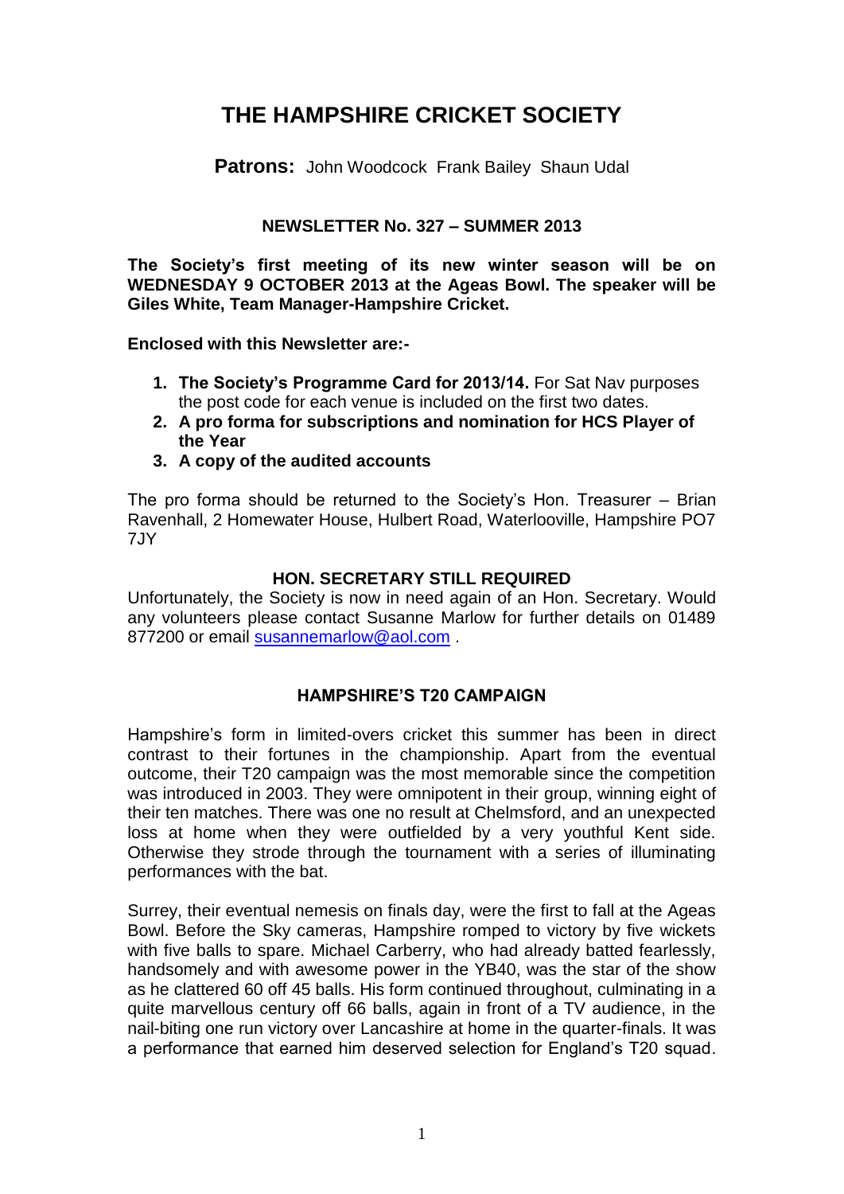# THE HAMPSHIRE CRICKET SOCIETY

**Patrons:** John Woodcock Frank Bailey Shaun Udal

## NEWSLETTER No. 327 – SUMMER 2013

**The Society's first meeting of its new winter season will be on WEDNESDAY 9 OCTOBER 2013 at the Ageas Bowl. The speaker will be Giles White, Team Manager-Hampshire Cricket.**

**Enclosed with this Newsletter are:-**

1. **The Society's Programme Card for 2013/14.** For Sat Nav purposes the post code for each venue is included on the first two dates.
2. **A pro forma for subscriptions and nomination for HCS Player of the Year**
3. **A copy of the audited accounts**

The pro forma should be returned to the Society's Hon. Treasurer – Brian Ravenhall, 2 Homewater House, Hulbert Road, Waterlooville, Hampshire PO7 7JY

### HON. SECRETARY STILL REQUIRED

Unfortunately, the Society is now in need again of an Hon. Secretary. Would any volunteers please contact Susanne Marlow for further details on 01489 877200 or email susannemarlow@aol.com .

### HAMPSHIRE'S T20 CAMPAIGN

Hampshire's form in limited-overs cricket this summer has been in direct contrast to their fortunes in the championship. Apart from the eventual outcome, their T20 campaign was the most memorable since the competition was introduced in 2003. They were omnipotent in their group, winning eight of their ten matches. There was one no result at Chelmsford, and an unexpected loss at home when they were outfielded by a very youthful Kent side. Otherwise they strode through the tournament with a series of illuminating performances with the bat.

Surrey, their eventual nemesis on finals day, were the first to fall at the Ageas Bowl. Before the Sky cameras, Hampshire romped to victory by five wickets with five balls to spare. Michael Carberry, who had already batted fearlessly, handsomely and with awesome power in the YB40, was the star of the show as he clattered 60 off 45 balls. His form continued throughout, culminating in a quite marvellous century off 66 balls, again in front of a TV audience, in the nail-biting one run victory over Lancashire at home in the quarter-finals. It was a performance that earned him deserved selection for England's T20 squad.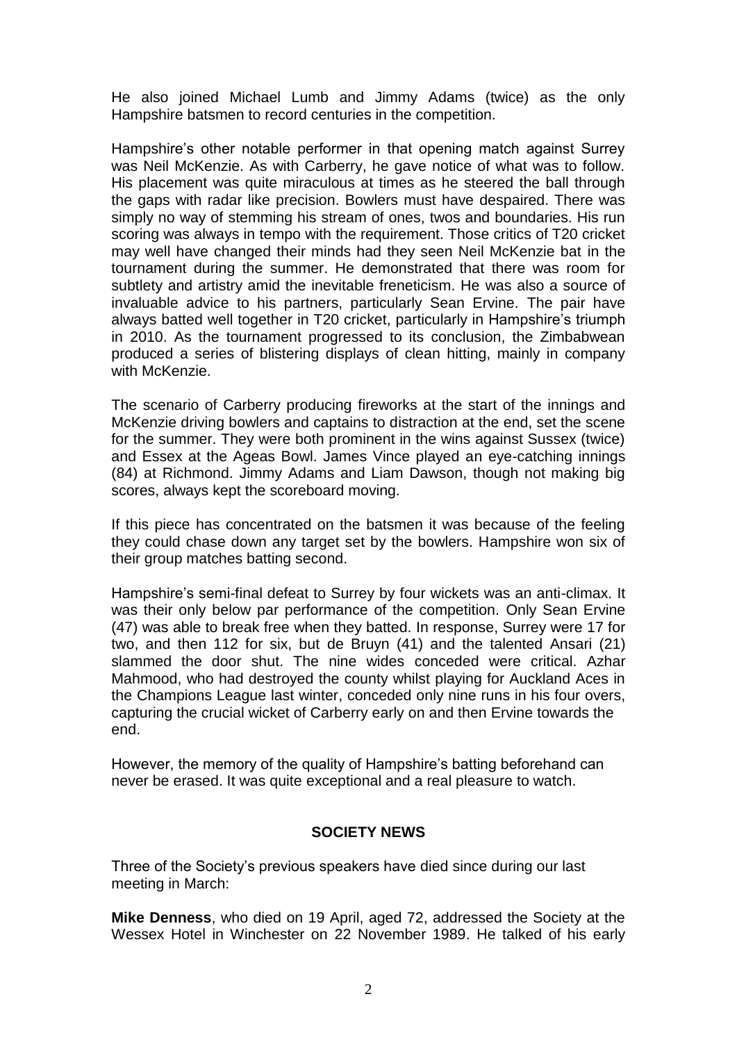He also joined Michael Lumb and Jimmy Adams (twice) as the only Hampshire batsmen to record centuries in the competition.

Hampshire's other notable performer in that opening match against Surrey was Neil McKenzie. As with Carberry, he gave notice of what was to follow. His placement was quite miraculous at times as he steered the ball through the gaps with radar like precision. Bowlers must have despaired. There was simply no way of stemming his stream of ones, twos and boundaries. His run scoring was always in tempo with the requirement. Those critics of T20 cricket may well have changed their minds had they seen Neil McKenzie bat in the tournament during the summer. He demonstrated that there was room for subtlety and artistry amid the inevitable freneticism. He was also a source of invaluable advice to his partners, particularly Sean Ervine. The pair have always batted well together in T20 cricket, particularly in Hampshire's triumph in 2010. As the tournament progressed to its conclusion, the Zimbabwean produced a series of blistering displays of clean hitting, mainly in company with McKenzie.

The scenario of Carberry producing fireworks at the start of the innings and McKenzie driving bowlers and captains to distraction at the end, set the scene for the summer. They were both prominent in the wins against Sussex (twice) and Essex at the Ageas Bowl. James Vince played an eye-catching innings (84) at Richmond. Jimmy Adams and Liam Dawson, though not making big scores, always kept the scoreboard moving.

If this piece has concentrated on the batsmen it was because of the feeling they could chase down any target set by the bowlers. Hampshire won six of their group matches batting second.

Hampshire's semi-final defeat to Surrey by four wickets was an anti-climax. It was their only below par performance of the competition. Only Sean Ervine (47) was able to break free when they batted. In response, Surrey were 17 for two, and then 112 for six, but de Bruyn (41) and the talented Ansari (21) slammed the door shut. The nine wides conceded were critical. Azhar Mahmood, who had destroyed the county whilst playing for Auckland Aces in the Champions League last winter, conceded only nine runs in his four overs, capturing the crucial wicket of Carberry early on and then Ervine towards the end.

However, the memory of the quality of Hampshire's batting beforehand can never be erased. It was quite exceptional and a real pleasure to watch.

## SOCIETY NEWS

Three of the Society's previous speakers have died since during our last meeting in March:

**Mike Denness**, who died on 19 April, aged 72, addressed the Society at the Wessex Hotel in Winchester on 22 November 1989. He talked of his early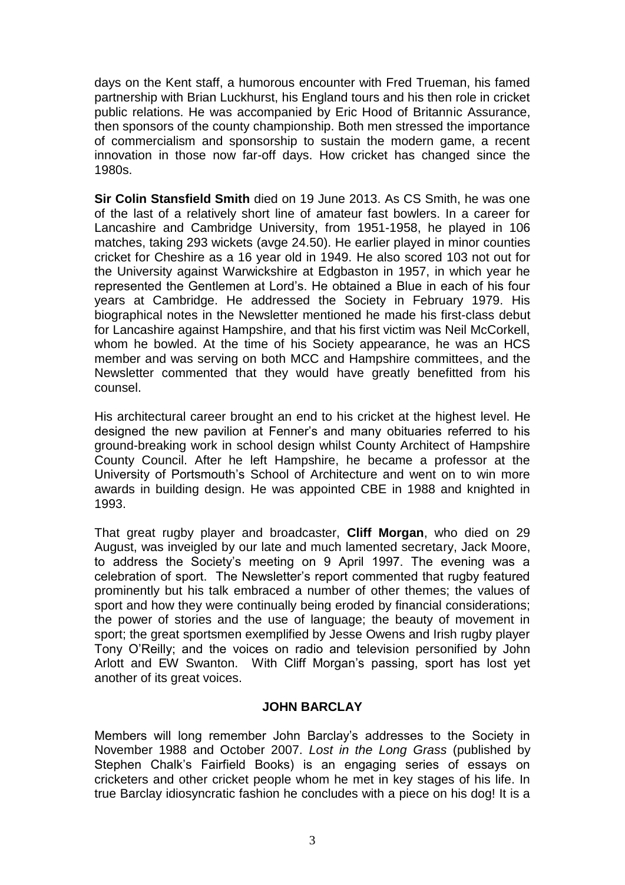days on the Kent staff, a humorous encounter with Fred Trueman, his famed partnership with Brian Luckhurst, his England tours and his then role in cricket public relations. He was accompanied by Eric Hood of Britannic Assurance, then sponsors of the county championship. Both men stressed the importance of commercialism and sponsorship to sustain the modern game, a recent innovation in those now far-off days. How cricket has changed since the 1980s.

**Sir Colin Stansfield Smith** died on 19 June 2013. As CS Smith, he was one of the last of a relatively short line of amateur fast bowlers. In a career for Lancashire and Cambridge University, from 1951-1958, he played in 106 matches, taking 293 wickets (avge 24.50). He earlier played in minor counties cricket for Cheshire as a 16 year old in 1949. He also scored 103 not out for the University against Warwickshire at Edgbaston in 1957, in which year he represented the Gentlemen at Lord's. He obtained a Blue in each of his four years at Cambridge. He addressed the Society in February 1979. His biographical notes in the Newsletter mentioned he made his first-class debut for Lancashire against Hampshire, and that his first victim was Neil McCorkell, whom he bowled. At the time of his Society appearance, he was an HCS member and was serving on both MCC and Hampshire committees, and the Newsletter commented that they would have greatly benefitted from his counsel.

His architectural career brought an end to his cricket at the highest level. He designed the new pavilion at Fenner's and many obituaries referred to his ground-breaking work in school design whilst County Architect of Hampshire County Council. After he left Hampshire, he became a professor at the University of Portsmouth's School of Architecture and went on to win more awards in building design. He was appointed CBE in 1988 and knighted in 1993.

That great rugby player and broadcaster, **Cliff Morgan**, who died on 29 August, was inveigled by our late and much lamented secretary, Jack Moore, to address the Society's meeting on 9 April 1997. The evening was a celebration of sport. The Newsletter's report commented that rugby featured prominently but his talk embraced a number of other themes; the values of sport and how they were continually being eroded by financial considerations; the power of stories and the use of language; the beauty of movement in sport; the great sportsmen exemplified by Jesse Owens and Irish rugby player Tony O'Reilly; and the voices on radio and television personified by John Arlott and EW Swanton. With Cliff Morgan's passing, sport has lost yet another of its great voices.

## JOHN BARCLAY

Members will long remember John Barclay's addresses to the Society in November 1988 and October 2007. *Lost in the Long Grass* (published by Stephen Chalk's Fairfield Books) is an engaging series of essays on cricketers and other cricket people whom he met in key stages of his life. In true Barclay idiosyncratic fashion he concludes with a piece on his dog! It is a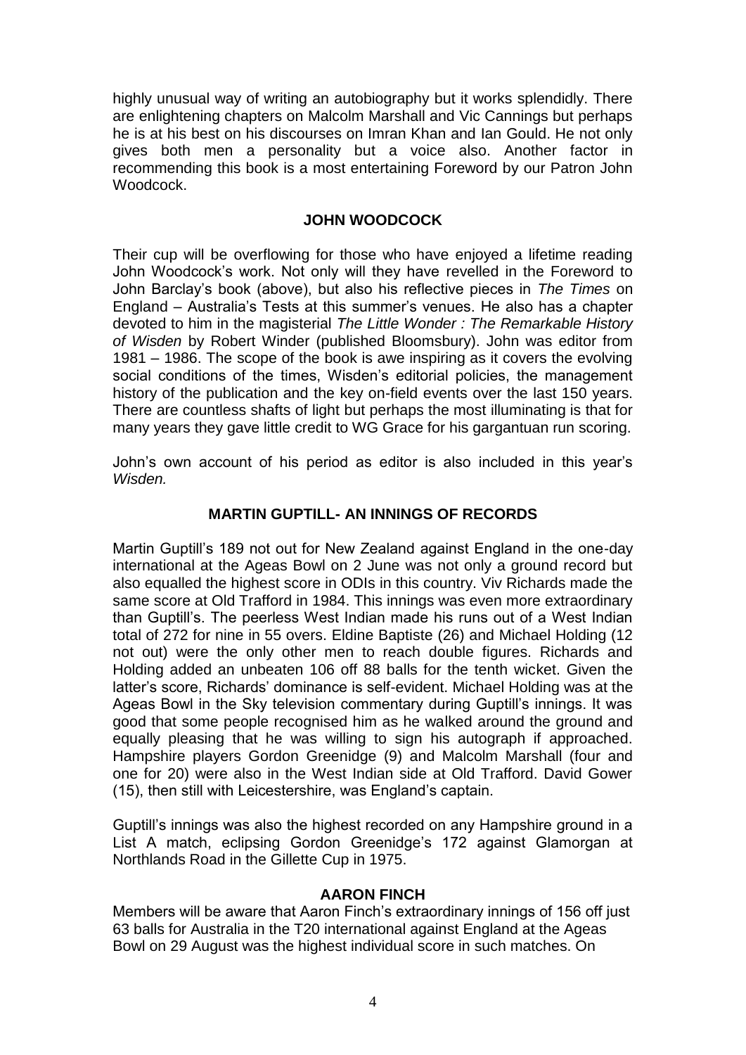highly unusual way of writing an autobiography but it works splendidly. There are enlightening chapters on Malcolm Marshall and Vic Cannings but perhaps he is at his best on his discourses on Imran Khan and Ian Gould. He not only gives both men a personality but a voice also. Another factor in recommending this book is a most entertaining Foreword by our Patron John Woodcock.

### JOHN WOODCOCK

Their cup will be overflowing for those who have enjoyed a lifetime reading John Woodcock's work. Not only will they have revelled in the Foreword to John Barclay's book (above), but also his reflective pieces in *The Times* on England – Australia's Tests at this summer's venues. He also has a chapter devoted to him in the magisterial *The Little Wonder : The Remarkable History of Wisden* by Robert Winder (published Bloomsbury). John was editor from 1981 – 1986. The scope of the book is awe inspiring as it covers the evolving social conditions of the times, Wisden's editorial policies, the management history of the publication and the key on-field events over the last 150 years. There are countless shafts of light but perhaps the most illuminating is that for many years they gave little credit to WG Grace for his gargantuan run scoring.

John's own account of his period as editor is also included in this year's *Wisden.*

### MARTIN GUPTILL- AN INNINGS OF RECORDS

Martin Guptill's 189 not out for New Zealand against England in the one-day international at the Ageas Bowl on 2 June was not only a ground record but also equalled the highest score in ODIs in this country. Viv Richards made the same score at Old Trafford in 1984. This innings was even more extraordinary than Guptill's. The peerless West Indian made his runs out of a West Indian total of 272 for nine in 55 overs. Eldine Baptiste (26) and Michael Holding (12 not out) were the only other men to reach double figures. Richards and Holding added an unbeaten 106 off 88 balls for the tenth wicket. Given the latter's score, Richards' dominance is self-evident. Michael Holding was at the Ageas Bowl in the Sky television commentary during Guptill's innings. It was good that some people recognised him as he walked around the ground and equally pleasing that he was willing to sign his autograph if approached. Hampshire players Gordon Greenidge (9) and Malcolm Marshall (four and one for 20) were also in the West Indian side at Old Trafford. David Gower (15), then still with Leicestershire, was England's captain.

Guptill's innings was also the highest recorded on any Hampshire ground in a List A match, eclipsing Gordon Greenidge's 172 against Glamorgan at Northlands Road in the Gillette Cup in 1975.

### AARON FINCH

Members will be aware that Aaron Finch's extraordinary innings of 156 off just 63 balls for Australia in the T20 international against England at the Ageas Bowl on 29 August was the highest individual score in such matches. On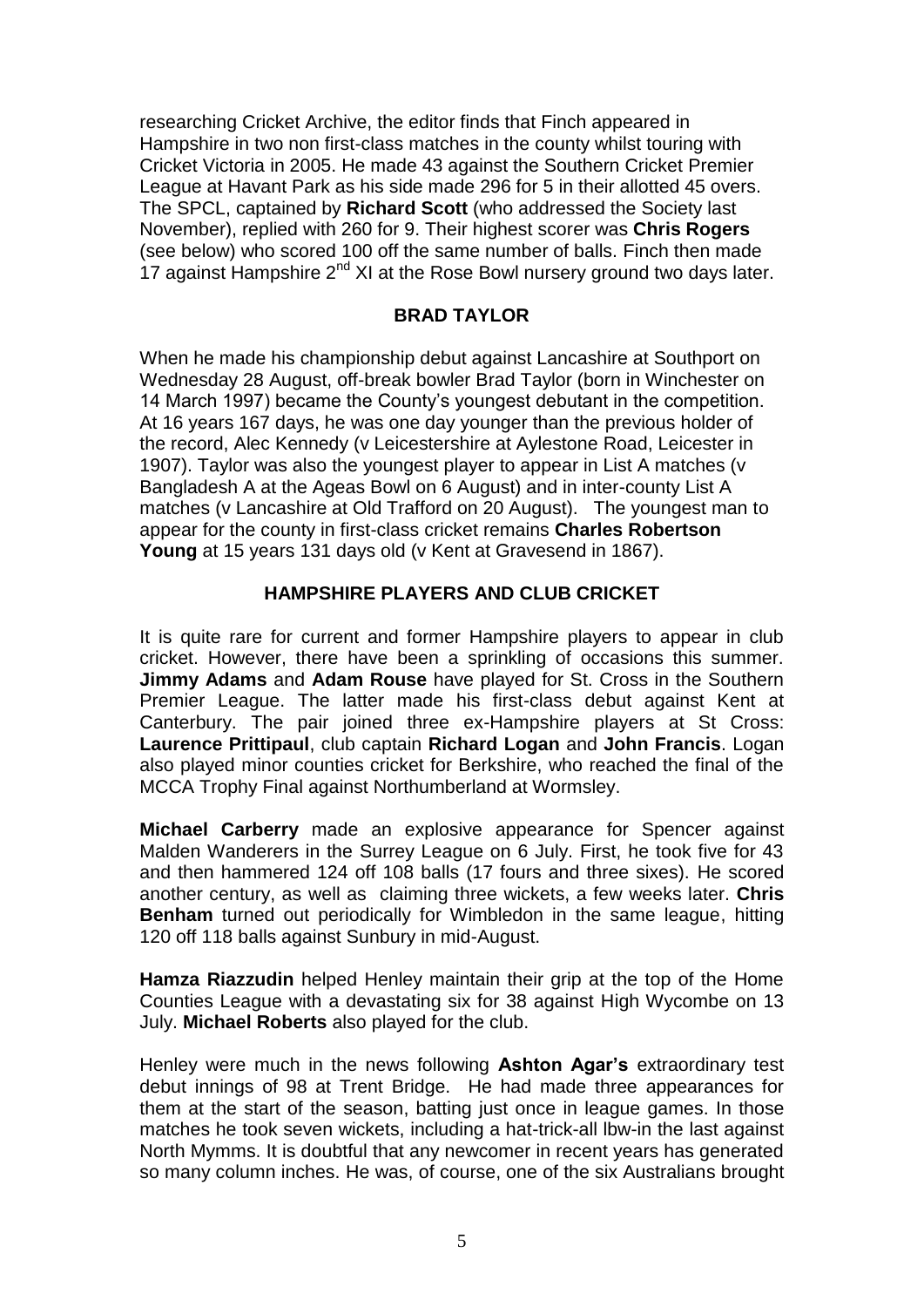researching Cricket Archive, the editor finds that Finch appeared in Hampshire in two non first-class matches in the county whilst touring with Cricket Victoria in 2005. He made 43 against the Southern Cricket Premier League at Havant Park as his side made 296 for 5 in their allotted 45 overs. The SPCL, captained by **Richard Scott** (who addressed the Society last November), replied with 260 for 9. Their highest scorer was **Chris Rogers** (see below) who scored 100 off the same number of balls. Finch then made 17 against Hampshire 2nd XI at the Rose Bowl nursery ground two days later.

## BRAD TAYLOR

When he made his championship debut against Lancashire at Southport on Wednesday 28 August, off-break bowler Brad Taylor (born in Winchester on 14 March 1997) became the County's youngest debutant in the competition. At 16 years 167 days, he was one day younger than the previous holder of the record, Alec Kennedy (v Leicestershire at Aylestone Road, Leicester in 1907). Taylor was also the youngest player to appear in List A matches (v Bangladesh A at the Ageas Bowl on 6 August) and in inter-county List A matches (v Lancashire at Old Trafford on 20 August). The youngest man to appear for the county in first-class cricket remains **Charles Robertson Young** at 15 years 131 days old (v Kent at Gravesend in 1867).

## HAMPSHIRE PLAYERS AND CLUB CRICKET

It is quite rare for current and former Hampshire players to appear in club cricket. However, there have been a sprinkling of occasions this summer. **Jimmy Adams** and **Adam Rouse** have played for St. Cross in the Southern Premier League. The latter made his first-class debut against Kent at Canterbury. The pair joined three ex-Hampshire players at St Cross: **Laurence Prittipaul**, club captain **Richard Logan** and **John Francis**. Logan also played minor counties cricket for Berkshire, who reached the final of the MCCA Trophy Final against Northumberland at Wormsley.

**Michael Carberry** made an explosive appearance for Spencer against Malden Wanderers in the Surrey League on 6 July. First, he took five for 43 and then hammered 124 off 108 balls (17 fours and three sixes). He scored another century, as well as claiming three wickets, a few weeks later. **Chris Benham** turned out periodically for Wimbledon in the same league, hitting 120 off 118 balls against Sunbury in mid-August.

**Hamza Riazzudin** helped Henley maintain their grip at the top of the Home Counties League with a devastating six for 38 against High Wycombe on 13 July. **Michael Roberts** also played for the club.

Henley were much in the news following **Ashton Agar's** extraordinary test debut innings of 98 at Trent Bridge. He had made three appearances for them at the start of the season, batting just once in league games. In those matches he took seven wickets, including a hat-trick-all lbw-in the last against North Mymms. It is doubtful that any newcomer in recent years has generated so many column inches. He was, of course, one of the six Australians brought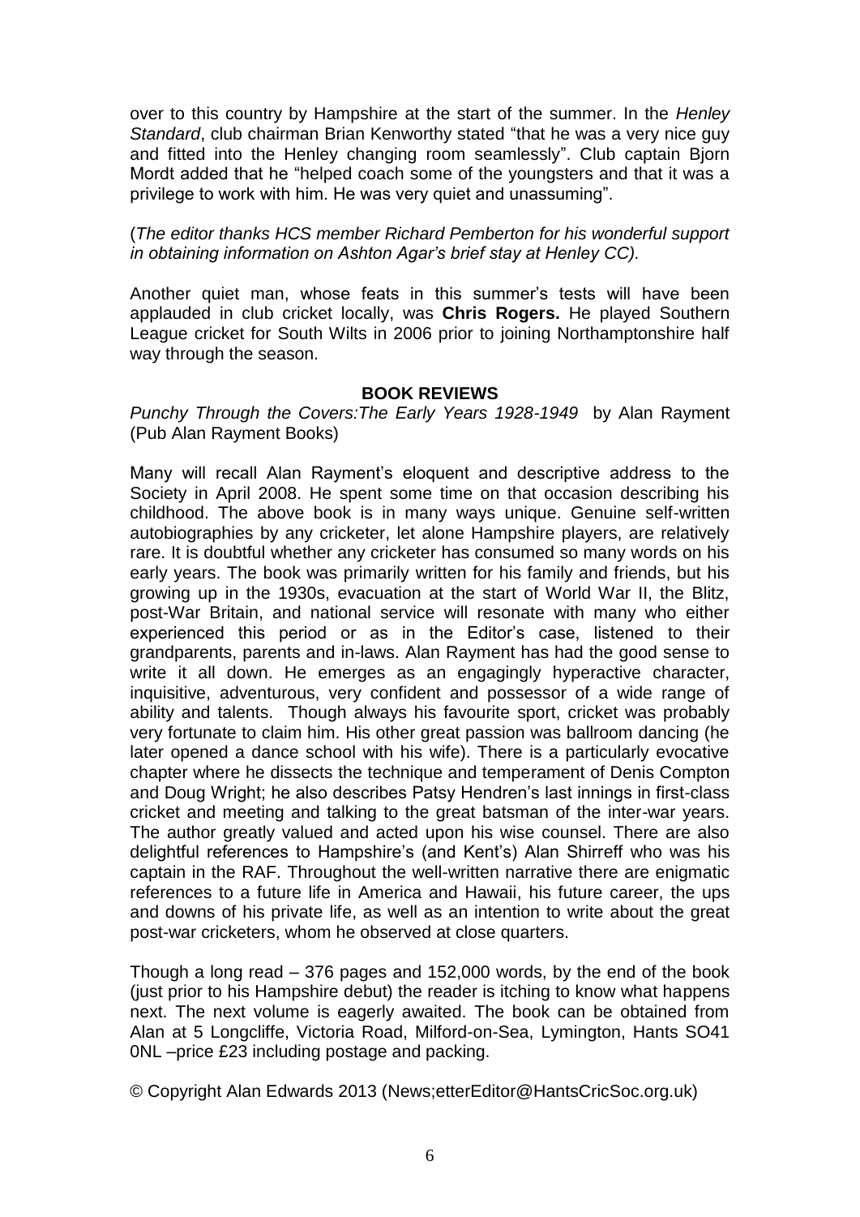over to this country by Hampshire at the start of the summer. In the *Henley Standard*, club chairman Brian Kenworthy stated "that he was a very nice guy and fitted into the Henley changing room seamlessly". Club captain Bjorn Mordt added that he "helped coach some of the youngsters and that it was a privilege to work with him. He was very quiet and unassuming".

(*The editor thanks HCS member Richard Pemberton for his wonderful support in obtaining information on Ashton Agar's brief stay at Henley CC).*

Another quiet man, whose feats in this summer's tests will have been applauded in club cricket locally, was **Chris Rogers.** He played Southern League cricket for South Wilts in 2006 prior to joining Northamptonshire half way through the season.

## BOOK REVIEWS

*Punchy Through the Covers:The Early Years 1928-1949* by Alan Rayment (Pub Alan Rayment Books)

Many will recall Alan Rayment's eloquent and descriptive address to the Society in April 2008. He spent some time on that occasion describing his childhood. The above book is in many ways unique. Genuine self-written autobiographies by any cricketer, let alone Hampshire players, are relatively rare. It is doubtful whether any cricketer has consumed so many words on his early years. The book was primarily written for his family and friends, but his growing up in the 1930s, evacuation at the start of World War II, the Blitz, post-War Britain, and national service will resonate with many who either experienced this period or as in the Editor's case, listened to their grandparents, parents and in-laws. Alan Rayment has had the good sense to write it all down. He emerges as an engagingly hyperactive character, inquisitive, adventurous, very confident and possessor of a wide range of ability and talents. Though always his favourite sport, cricket was probably very fortunate to claim him. His other great passion was ballroom dancing (he later opened a dance school with his wife). There is a particularly evocative chapter where he dissects the technique and temperament of Denis Compton and Doug Wright; he also describes Patsy Hendren's last innings in first-class cricket and meeting and talking to the great batsman of the inter-war years. The author greatly valued and acted upon his wise counsel. There are also delightful references to Hampshire's (and Kent's) Alan Shirreff who was his captain in the RAF. Throughout the well-written narrative there are enigmatic references to a future life in America and Hawaii, his future career, the ups and downs of his private life, as well as an intention to write about the great post-war cricketers, whom he observed at close quarters.

Though a long read – 376 pages and 152,000 words, by the end of the book (just prior to his Hampshire debut) the reader is itching to know what happens next. The next volume is eagerly awaited. The book can be obtained from Alan at 5 Longcliffe, Victoria Road, Milford-on-Sea, Lymington, Hants SO41 0NL –price £23 including postage and packing.

© Copyright Alan Edwards 2013 (News;etterEditor@HantsCricSoc.org.uk)